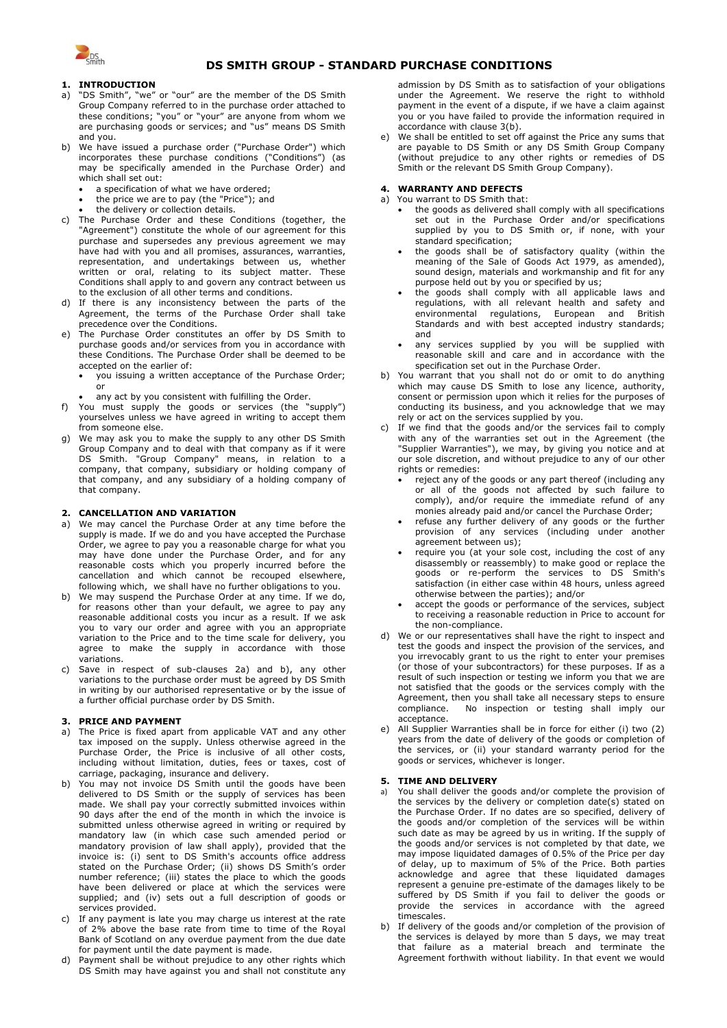# DS SMITH GROUP - STANDARD PURCHASE CONDITIONS

## 1. INTRODUCTION

a) "DS Smith", "we" or "our" are the member of the DS Smith Group Company referred to in the purchase order attached to these conditions; "you" or "your" are anyone from whom we are purchasing goods or services; and "us" means DS Smith and you.

b) We have issued a purchase order ("Purchase Order") which incorporates these purchase conditions ("Conditions") (as may be specifically amended in the Purchase Order) and which shall set out:
   - a specification of what we have ordered;
   - the price we are to pay (the "Price"); and
   - the delivery or collection details.

c) The Purchase Order and these Conditions (together, the "Agreement") constitute the whole of our agreement for this purchase and supersedes any previous agreement we may have had with you and all promises, assurances, warranties, representation, and undertakings between us, whether written or oral, relating to its subject matter. These Conditions shall apply to and govern any contract between us to the exclusion of all other terms and conditions.

d) If there is any inconsistency between the parts of the Agreement, the terms of the Purchase Order shall take precedence over the Conditions.

e) The Purchase Order constitutes an offer by DS Smith to purchase goods and/or services from you in accordance with these Conditions. The Purchase Order shall be deemed to be accepted on the earlier of:
   - you issuing a written acceptance of the Purchase Order; or
   - any act by you consistent with fulfilling the Order.

f) You must supply the goods or services (the "supply") yourselves unless we have agreed in writing to accept them from someone else.

g) We may ask you to make the supply to any other DS Smith Group Company and to deal with that company as if it were DS Smith. "Group Company" means, in relation to a company, that company, subsidiary or holding company of that company, and any subsidiary of a holding company of that company.

## 2. CANCELLATION AND VARIATION

a) We may cancel the Purchase Order at any time before the supply is made. If we do and you have accepted the Purchase Order, we agree to pay you a reasonable charge for what you may have done under the Purchase Order, and for any reasonable costs which you properly incurred before the cancellation and which cannot be recouped elsewhere, following which, we shall have no further obligations to you.

b) We may suspend the Purchase Order at any time. If we do, for reasons other than your default, we agree to pay any reasonable additional costs you incur as a result. If we ask you to vary our order and agree with you an appropriate variation to the Price and to the time scale for delivery, you agree to make the supply in accordance with those variations.

c) Save in respect of sub-clauses 2a) and b), any other variations to the purchase order must be agreed by DS Smith in writing by our authorised representative or by the issue of a further official purchase order by DS Smith.

## 3. PRICE AND PAYMENT

a) The Price is fixed apart from applicable VAT and any other tax imposed on the supply. Unless otherwise agreed in the Purchase Order, the Price is inclusive of all other cost, including without limitation, duties, fees or taxes, cost of carriage, packaging, insurance and delivery.

b) You may not invoice DS Smith until the goods have been delivered to DS Smith or the supply of services has been made. We shall pay your correctly submitted invoices within 90 days after the end of the month in which the invoice is submitted unless otherwise agreed in writing or required by mandatory law (in which case such amended period or mandatory provision of law shall apply), provided that the invoice is: (i) sent to DS Smith's accounts office address stated on the Purchase Order; (ii) shows DS Smith's order number reference; (iii) states the place to which the goods have been delivered or place at which the services were supplied; and (iv) sets out a full description of goods or services provided.

c) If any payment is late you may charge us interest at the rate of 2% above the base rate from time to time of the Royal Bank of Scotland on any overdue payment from the due date for payment until the date payment is made.

d) Payment shall be without prejudice to any other rights which DS Smith may have against you and shall not constitute any admission by DS Smith as to satisfaction of your obligations under the Agreement. We reserve the right to withhold payment in the event of a dispute, if we have a claim against you or you have failed to provide the information required in accordance with clause 3(b).

e) We shall be entitled to set off against the Price any sums that are payable to DS Smith or any DS Smith Group Company (without prejudice to any other rights or remedies of DS Smith or the relevant DS Smith Group Company).

## 4. WARRANTY AND DEFECTS

a) You warrant to DS Smith that:
   - the goods as delivered shall comply with all specifications set out in the Purchase Order and/or specifications supplied by you to DS Smith or, if none, with your standard specification;
   - the goods shall be of satisfactory quality (within the meaning of the Sale of Goods Act 1979, as amended), sound design, materials and workmanship and fit for any purpose held out by you or specified by us;
   - the goods shall comply with all applicable laws and regulations, with all relevant health and safety and environmental regulations, European and British Standards and with best accepted industry standards; and
   - any services supplied by you will be supplied with reasonable skill and care and in accordance with the specification set out in the Purchase Order.

b) You warrant that you shall not do or omit to do anything which may cause DS Smith to lose any licence, authority, consent or permission upon which it relies for the purposes of conducting its business, and you acknowledge that we may rely or act on the services supplied by you.

c) If we find that the goods and/or the services fail to comply with any of the warranties set out in the Agreement (the "Supplier Warranties"), we may, by giving you notice and at our sole discretion, and without prejudice to any of our other rights or remedies:
   - reject any of the goods or any part thereof (including any or all of the goods not affected by such failure to comply), and/or require the immediate refund of any monies already paid and/or cancel the Purchase Order;
   - refuse any further delivery of any goods or the further provision of any services (including under another agreement between us);
   - require you (at your sole cost, including the cost of any disassembly or reassembly) to make good or replace the goods or re-perform the services to DS Smith's satisfaction (in either case within 48 hours, unless agreed otherwise between the parties); and/or
   - accept the goods or performance of the services, subject to receiving a reasonable reduction in Price to account for the non-compliance.

d) We or our representatives shall have the right to inspect and test the goods and inspect the provision of the services, and you irrevocably grant to us the right to enter your premises (or those of your subcontractors) for these purposes. If as a result of such inspection or testing we inform you that we are not satisfied that the goods or the services comply with the Agreement, then you shall take all necessary steps to ensure compliance. No inspection or testing shall imply our acceptance.

e) All Supplier Warranties shall be in force for either (i) two (2) years from the date of delivery of the goods or completion of the services, or (ii) your standard warranty period for the goods or services, whichever is longer.

## 5. TIME AND DELIVERY

a) You shall deliver the goods and/or complete the provision of the services by the delivery or completion date(s) stated on the Purchase Order. If no dates are so specified, delivery of the goods and/or completion of the services will be within such date as may be agreed by us in writing. If the supply of the goods and/or services is not completed by that date, we may impose liquidated damages of 0.5% of the Price per day of delay, up to maximum of 5% of the Price. Both parties acknowledge and agree that these liquidated damages represent a genuine pre-estimate of the damages likely to be suffered by DS Smith if you fail to deliver the goods or provide the services in accordance with the agreed timescales.

b) If delivery of the goods and/or completion of the provision of the services is delayed by more than 5 days, we may treat that failure as a material breach and terminate the Agreement forthwith without liability. In that event we would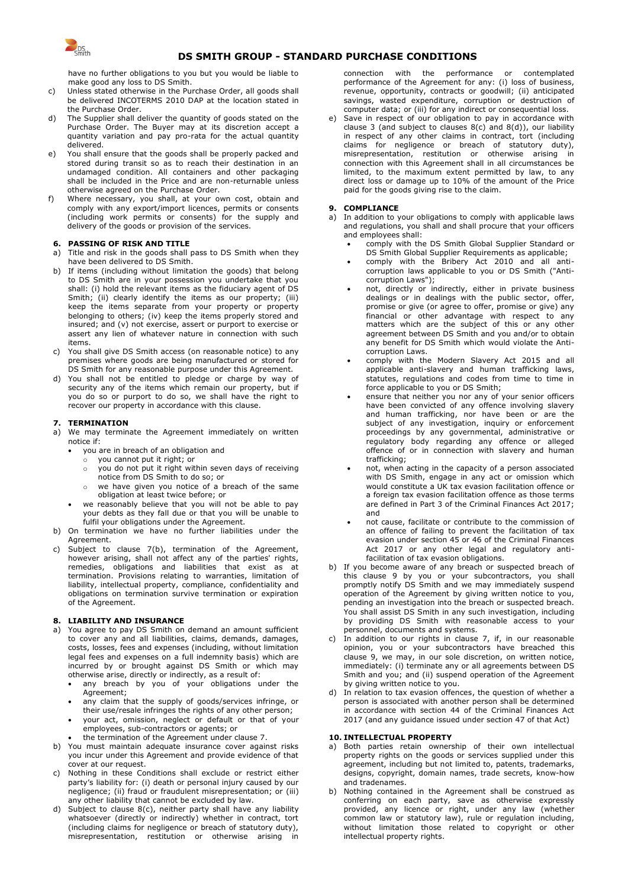have no further obligations to you but you would be liable to make good any loss to DS Smith.

c) Unless stated otherwise in the Purchase Order, all goods shall be delivered INCOTERMS 2010 DAP at the location stated in the Purchase Order.

d) The Supplier shall deliver the quantity of goods stated on the Purchase Order. The Buyer may at its discretion accept a quantity variation and pay pro-rata for the actual quantity delivered.

e) You shall ensure that the goods shall be properly packed and stored during transit so as to reach their destination in an undamaged condition. All containers and other packaging shall be included in the Price and are non-returnable unless otherwise agreed on the Purchase Order.

f) Where necessary, you shall, at your own cost, obtain and comply with any export/import licences, permits or consents (including work permits or consents) for the supply and delivery of the goods or provision of the services.

### 6. PASSING OF RISK AND TITLE

a) Title and risk in the goods shall pass to DS Smith when they have been delivered to DS Smith.

b) If items (including without limitation the goods) that belong to DS Smith are in your possession you undertake that you shall: (i) hold the relevant items as the fiduciary agent of DS Smith; (ii) clearly identify the items as our property; (iii) keep the items separate from your property or property belonging to others; (iv) keep the items properly stored and insured; and (v) not exercise, assert or purport to exercise or assert any lien of whatever nature in connection with such items.

c) You shall give DS Smith access (on reasonable notice) to any premises where goods are being manufactured or stored for DS Smith for any reasonable purpose under this Agreement.

d) You shall not be entitled to pledge or charge by way of security any of the items which remain our property, but if you do so or purport to do so, we shall have the right to recover our property in accordance with this clause.

### 7. TERMINATION

a) We may terminate the Agreement immediately on written notice if:
- you are in breach of an obligation and
  - you cannot put it right; or
  - you do not put it right within seven days of receiving notice from DS Smith to do so; or
  - we have given you notice of a breach of the same obligation at least twice before; or
- we reasonably believe that you will not be able to pay your debts as they fall due or that you will be unable to fulfil your obligations under the Agreement.

b) On termination we have no further liabilities under the Agreement.

c) Subject to clause 7(b), termination of the Agreement, however arising, shall not affect any of the parties' rights, remedies, obligations and liabilities that exist as at termination. Provisions relating to warranties, limitation of liability, intellectual property, compliance, confidentiality and obligations on termination survive termination or expiration of the Agreement.

### 8. LIABILITY AND INSURANCE

a) You agree to pay DS Smith on demand an amount sufficient to cover any and all liabilities, claims, demands, damages, costs, losses, fees and expenses (including, without limitation legal fees and expenses on a full indemnity basis) which are incurred by or brought against DS Smith or which may otherwise arise, directly or indirectly, as a result of:
- any breach by you of your obligations under the Agreement;
- any claim that the supply of goods/services infringe, or their use/resale infringes the rights of any other person;
- your act, omission, neglect or default or that of your employees, sub-contractors or agents; or
- the termination of the Agreement under clause 7.

b) You must maintain adequate insurance cover against risks you incur under this Agreement and provide evidence of that cover at our request.

c) Nothing in these Conditions shall exclude or restrict either party's liability for: (i) death or personal injury caused by our negligence; (ii) fraud or fraudulent misrepresentation; or (iii) any other liability that cannot be excluded by law.

d) Subject to clause 8(c), neither party shall have any liability whatsoever (directly or indirectly) whether in contract, tort (including claims for negligence or breach of statutory duty), misrepresentation, restitution or otherwise arising in connection with the performance or contemplated performance of the Agreement for any: (i) loss of business, revenue, opportunity, contracts or goodwill; (ii) anticipated savings, wasted expenditure, corruption or destruction of computer data; or (iii) for any indirect or consequential loss.

e) Save in respect of our obligation to pay in accordance with clause 3 (and subject to clauses 8(c) and 8(d)), our liability in respect of any other claims in contract, tort (including claims for negligence or breach of statutory duty), misrepresentation, restitution or otherwise arising in connection with this Agreement shall in all circumstances be limited, to the maximum extent permitted by law, to any direct loss or damage up to 10% of the amount of the Price paid for the goods giving rise to the claim.

### 9. COMPLIANCE

a) In addition to your obligations to comply with applicable laws and regulations, you shall and shall procure that your officers and employees shall:
- comply with the DS Smith Global Supplier Standard or DS Smith Global Supplier Requirements as applicable;
- comply with the Bribery Act 2010 and all anti-corruption laws applicable to you or DS Smith ("Anti-corruption Laws");
- not, directly or indirectly, either in private business dealings or in dealings with the public sector, offer, promise or give (or agree to offer, promise or give) any financial or other advantage with respect to any matters which are the subject of this or any other agreement between DS Smith and you and/or to obtain any benefit for DS Smith which would violate the Anti-corruption Laws.
- comply with the Modern Slavery Act 2015 and all applicable anti-slavery and human trafficking laws, statutes, regulations and codes from time to time in force applicable to you or DS Smith;
- ensure that neither you nor any of your senior officers have been convicted of any offence involving slavery and human trafficking, nor have been or are the subject of any investigation, inquiry or enforcement proceedings by any governmental, administrative or regulatory body regarding any offence or alleged offence of or in connection with slavery and human trafficking;
- not, when acting in the capacity of a person associated with DS Smith, engage in any act or omission which would constitute a UK tax evasion facilitation offence or a foreign tax evasion facilitation offence as those terms are defined in Part 3 of the Criminal Finances Act 2017; and
- not cause, facilitate or contribute to the commission of an offence of failing to prevent the facilitation of tax evasion under section 45 or 46 of the Criminal Finances Act 2017 or any other legal and regulatory anti-facilitation of tax evasion obligations.

b) If you become aware of any breach or suspected breach of this clause 9 by you or your subcontractors, you shall promptly notify DS Smith and we may immediately suspend operation of the Agreement by giving written notice to you, pending an investigation into the breach or suspected breach. You shall assist DS Smith in any such investigation, including by providing DS Smith with reasonable access to your personnel, documents and systems.

c) In addition to our rights in clause 7, if, in our reasonable opinion, you or your subcontractors have breached this clause 9, we may, in our sole discretion, on written notice, immediately: (i) terminate any or all agreements between DS Smith and you; and (ii) suspend operation of the Agreement by giving written notice to you.

d) In relation to tax evasion offences, the question of whether a person is associated with another person shall be determined in accordance with section 44 of the Criminal Finances Act 2017 (and any guidance issued under section 47 of that Act)

### 10. INTELLECTUAL PROPERTY

a) Both parties retain ownership of their own intellectual property rights on the goods or services supplied under this agreement, including but not limited to, patents, trademarks, designs, copyright, domain names, trade secrets, know-how and tradenames.

b) Nothing contained in the Agreement shall be construed as conferring on each party, save as otherwise expressly provided, any licence or right, under any law (whether common law or statutory law), rule or regulation including, without limitation those related to copyright or other intellectual property rights.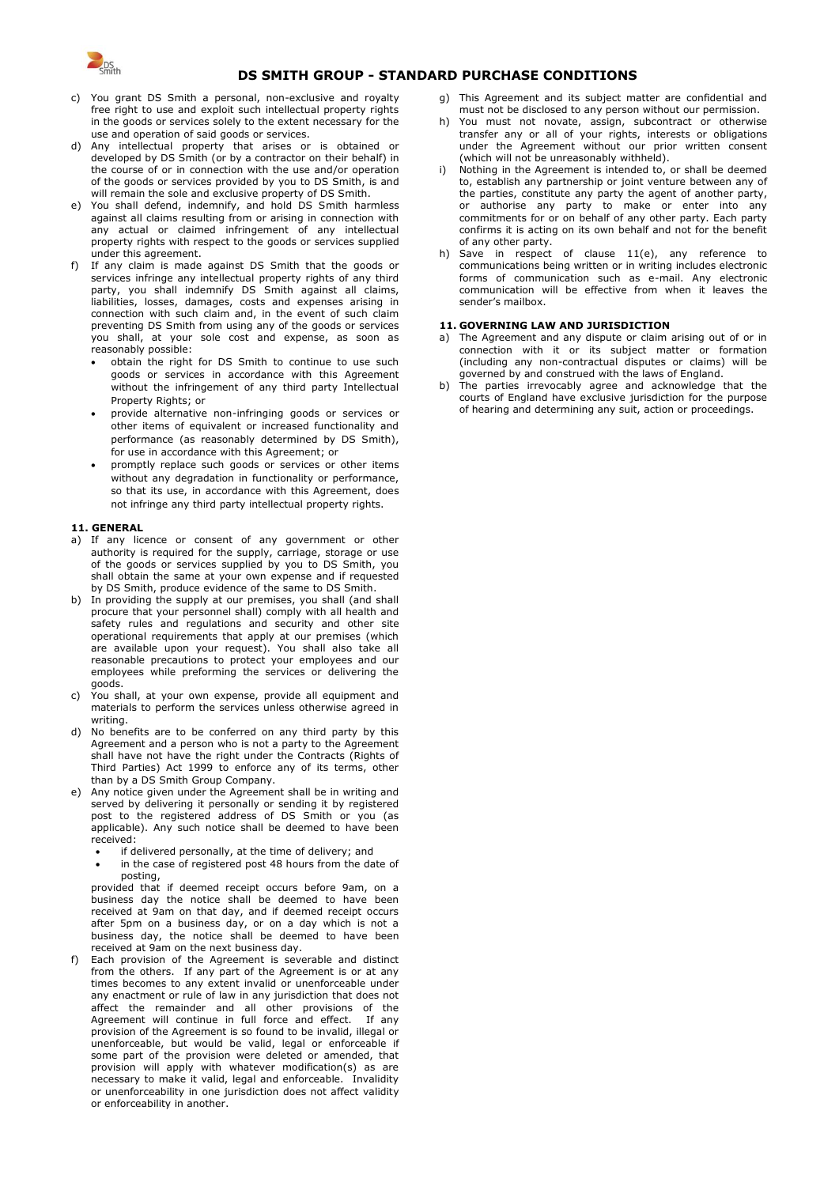c) You grant DS Smith a personal, non-exclusive and royalty free right to use and exploit such intellectual property rights in the goods or services solely to the extent necessary for the use and operation of said goods or services.
d) Any intellectual property that arises or is obtained or developed by DS Smith (or by a contractor on their behalf) in the course of or in connection with the use and/or operation of the goods or services provided by you to DS Smith, is and will remain the sole and exclusive property of DS Smith.
e) You shall defend, indemnify, and hold DS Smith harmless against all claims resulting from or arising in connection with any actual or claimed infringement of any intellectual property rights with respect to the goods or services supplied under this agreement.
f) If any claim is made against DS Smith that the goods or services infringe any intellectual property rights of any third party, you shall indemnify DS Smith against all claims, liabilities, losses, damages, costs and expenses arising in connection with such claim and, in the event of such claim preventing DS Smith from using any of the goods or services you shall, at your sole cost and expense, as soon as reasonably possible:
   - obtain the right for DS Smith to continue to use such goods or services in accordance with this Agreement without the infringement of any third party Intellectual Property Rights; or
   - provide alternative non-infringing goods or services or other items of equivalent or increased functionality and performance (as reasonably determined by DS Smith), for use in accordance with this Agreement; or
   - promptly replace such goods or services or other items without any degradation in functionality or performance, so that its use, in accordance with this Agreement, does not infringe any third party intellectual property rights.

**11. GENERAL**

a) If any licence or consent of any government or other authority is required for the supply, carriage, storage or use of the goods or services supplied by you to DS Smith, you shall obtain the same at your own expense and if requested by DS Smith, produce evidence of the same to DS Smith.
b) In providing the supply at our premises, you shall (and shall procure that your personnel shall) comply with all health and safety rules and regulations and security and other site operational requirements that apply at our premises (which are available upon your request). You shall also take all reasonable precautions to protect your employees and our employees while preforming the services or delivering the goods.
c) You shall, at your own expense, provide all equipment and materials to perform the services unless otherwise agreed in writing.
d) No benefits are to be conferred on any third party by this Agreement and a person who is not a party to the Agreement shall have not have the right under the Contracts (Rights of Third Parties) Act 1999 to enforce any of its terms, other than by a DS Smith Group Company.
e) Any notice given under the Agreement shall be in writing and served by delivering it personally or sending it by registered post to the registered address of DS Smith or you (as applicable). Any such notice shall be deemed to have been received:
   - if delivered personally, at the time of delivery; and
   - in the case of registered post 48 hours from the date of posting,

   provided that if deemed receipt occurs before 9am, on a business day the notice shall be deemed to have been received at 9am on that day, and if deemed receipt occurs after 5pm on a business day, or on a day which is not a business day, the notice shall be deemed to have been received at 9am on the next business day.
f) Each provision of the Agreement is severable and distinct from the others. If any part of the Agreement is or at any times becomes to any extent invalid or unenforceable under any enactment or rule of law in any jurisdiction that does not affect the remainder and all other provisions of the Agreement will continue in full force and effect. If any provision of the Agreement is so found to be invalid, illegal or unenforceable, but would be valid, legal or enforceable if some part of the provision were deleted or amended, that provision will apply with whatever modification(s) as are necessary to make it valid, legal and enforceable. Invalidity or unenforceability in one jurisdiction does not affect validity or enforceability in another.
g) This Agreement and its subject matter are confidential and must not be disclosed to any person without our permission.
h) You must not novate, assign, subcontract or otherwise transfer any or all of your rights, interests or obligations under the Agreement without our prior written consent (which will not be unreasonably withheld).
i) Nothing in the Agreement is intended to, or shall be deemed to, establish any partnership or joint venture between any of the parties, constitute any party the agent of another party, or authorise any party to make or enter into any commitments for or on behalf of any other party. Each party confirms it is acting on its own behalf and not for the benefit of any other party.
h) Save in respect of clause 11(e), any reference to communications being written or in writing includes electronic forms of communication such as e-mail. Any electronic communication will be effective from when it leaves the sender's mailbox.

**11. GOVERNING LAW AND JURISDICTION**

a) The Agreement and any dispute or claim arising out of or in connection with it or its subject matter or formation (including any non-contractual disputes or claims) will be governed by and construed with the laws of England.
b) The parties irrevocably agree and acknowledge that the courts of England have exclusive jurisdiction for the purpose of hearing and determining any suit, action or proceedings.